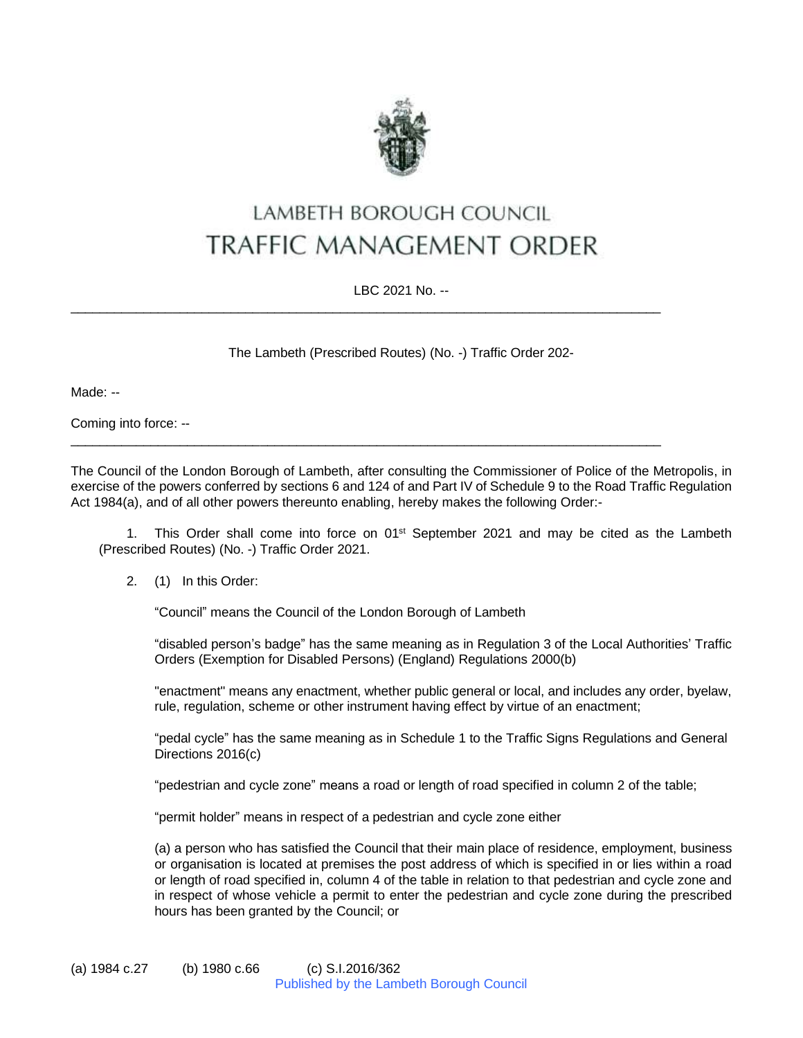# LAMBETH BOROUGH COUNCIL
# TRAFFIC MANAGEMENT ORDER

LBC 2021 No. --

---

The Lambeth (Prescribed Routes) (No. -) Traffic Order 202-

Made: --

Coming into force: --

---

The Council of the London Borough of Lambeth, after consulting the Commissioner of Police of the Metropolis, in exercise of the powers conferred by sections 6 and 124 of and Part IV of Schedule 9 to the Road Traffic Regulation Act 1984(a), and of all other powers thereunto enabling, hereby makes the following Order:-

1. This Order shall come into force on 01st September 2021 and may be cited as the Lambeth (Prescribed Routes) (No. -) Traffic Order 2021.

2. (1) In this Order:

"Council" means the Council of the London Borough of Lambeth

"disabled person's badge" has the same meaning as in Regulation 3 of the Local Authorities' Traffic Orders (Exemption for Disabled Persons) (England) Regulations 2000(b)

"enactment" means any enactment, whether public general or local, and includes any order, byelaw, rule, regulation, scheme or other instrument having effect by virtue of an enactment;

"pedal cycle" has the same meaning as in Schedule 1 to the Traffic Signs Regulations and General Directions 2016(c)

"pedestrian and cycle zone" means a road or length of road specified in column 2 of the table;

"permit holder" means in respect of a pedestrian and cycle zone either

(a) a person who has satisfied the Council that their main place of residence, employment, business or organisation is located at premises the post address of which is specified in or lies within a road or length of road specified in, column 4 of the table in relation to that pedestrian and cycle zone and in respect of whose vehicle a permit to enter the pedestrian and cycle zone during the prescribed hours has been granted by the Council; or

(a) 1984 c.27 (b) 1980 c.66 (c) S.I.2016/362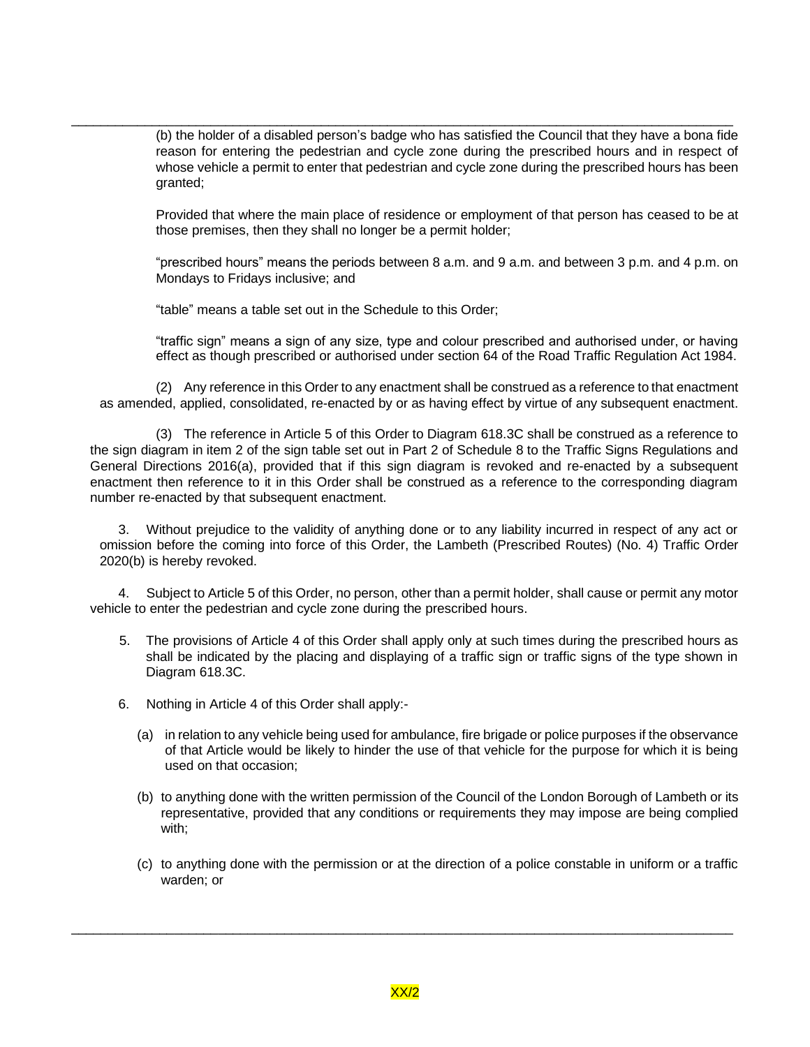(b) the holder of a disabled person's badge who has satisfied the Council that they have a bona fide reason for entering the pedestrian and cycle zone during the prescribed hours and in respect of whose vehicle a permit to enter that pedestrian and cycle zone during the prescribed hours has been granted;

Provided that where the main place of residence or employment of that person has ceased to be at those premises, then they shall no longer be a permit holder;

"prescribed hours" means the periods between 8 a.m. and 9 a.m. and between 3 p.m. and 4 p.m. on Mondays to Fridays inclusive; and

"table" means a table set out in the Schedule to this Order;

"traffic sign" means a sign of any size, type and colour prescribed and authorised under, or having effect as though prescribed or authorised under section 64 of the Road Traffic Regulation Act 1984.

(2) Any reference in this Order to any enactment shall be construed as a reference to that enactment as amended, applied, consolidated, re-enacted by or as having effect by virtue of any subsequent enactment.

(3) The reference in Article 5 of this Order to Diagram 618.3C shall be construed as a reference to the sign diagram in item 2 of the sign table set out in Part 2 of Schedule 8 to the Traffic Signs Regulations and General Directions 2016(a), provided that if this sign diagram is revoked and re-enacted by a subsequent enactment then reference to it in this Order shall be construed as a reference to the corresponding diagram number re-enacted by that subsequent enactment.

3. Without prejudice to the validity of anything done or to any liability incurred in respect of any act or omission before the coming into force of this Order, the Lambeth (Prescribed Routes) (No. 4) Traffic Order 2020(b) is hereby revoked.

4. Subject to Article 5 of this Order, no person, other than a permit holder, shall cause or permit any motor vehicle to enter the pedestrian and cycle zone during the prescribed hours.

5. The provisions of Article 4 of this Order shall apply only at such times during the prescribed hours as shall be indicated by the placing and displaying of a traffic sign or traffic signs of the type shown in Diagram 618.3C.

6. Nothing in Article 4 of this Order shall apply:-

   (a) in relation to any vehicle being used for ambulance, fire brigade or police purposes if the observance of that Article would be likely to hinder the use of that vehicle for the purpose for which it is being used on that occasion;

   (b) to anything done with the written permission of the Council of the London Borough of Lambeth or its representative, provided that any conditions or requirements they may impose are being complied with;

   (c) to anything done with the permission or at the direction of a police constable in uniform or a traffic warden; or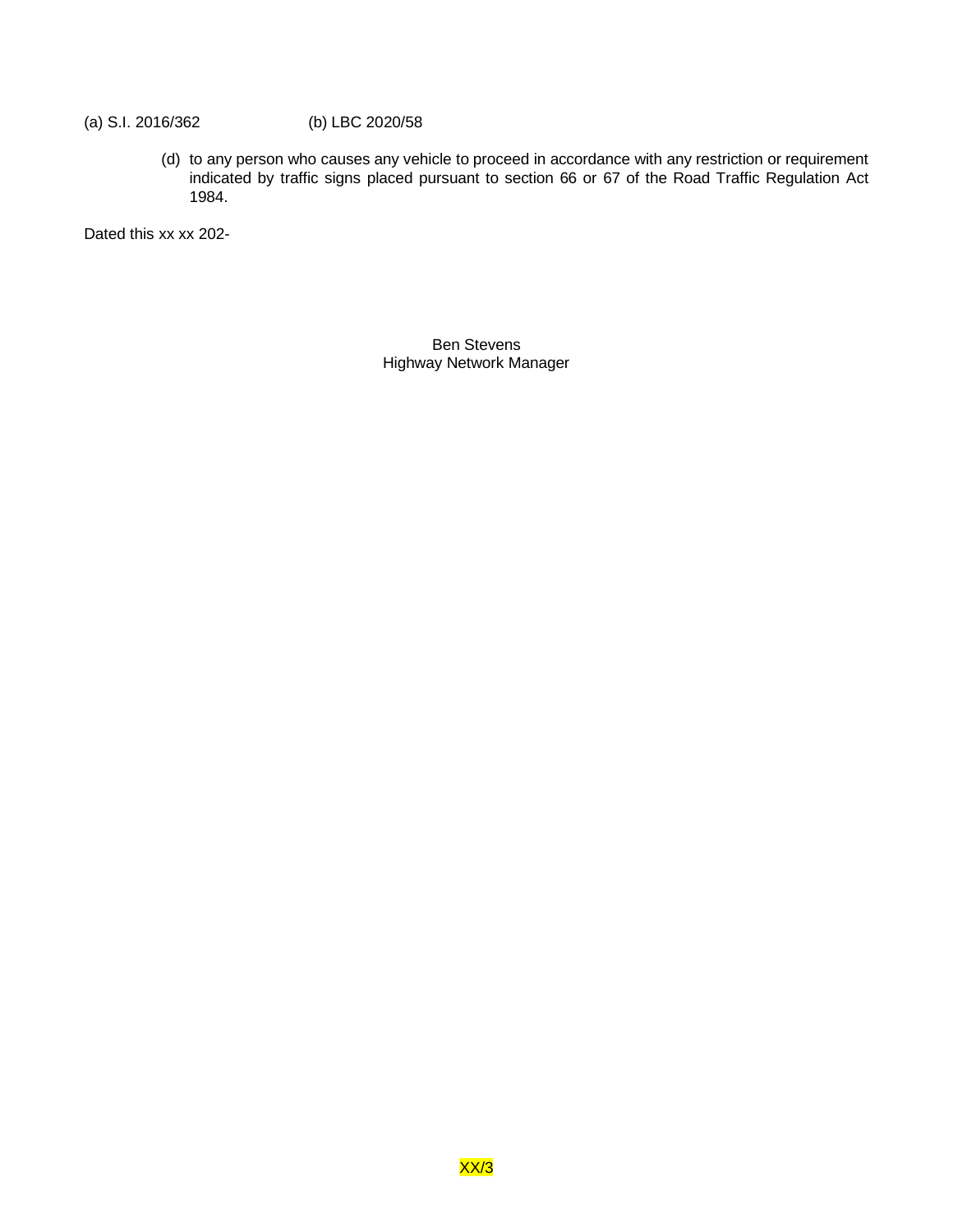(a) S.I. 2016/362 (b) LBC 2020/58

(d) to any person who causes any vehicle to proceed in accordance with any restriction or requirement indicated by traffic signs placed pursuant to section 66 or 67 of the Road Traffic Regulation Act 1984.

Dated this xx xx 202-

Ben Stevens
Highway Network Manager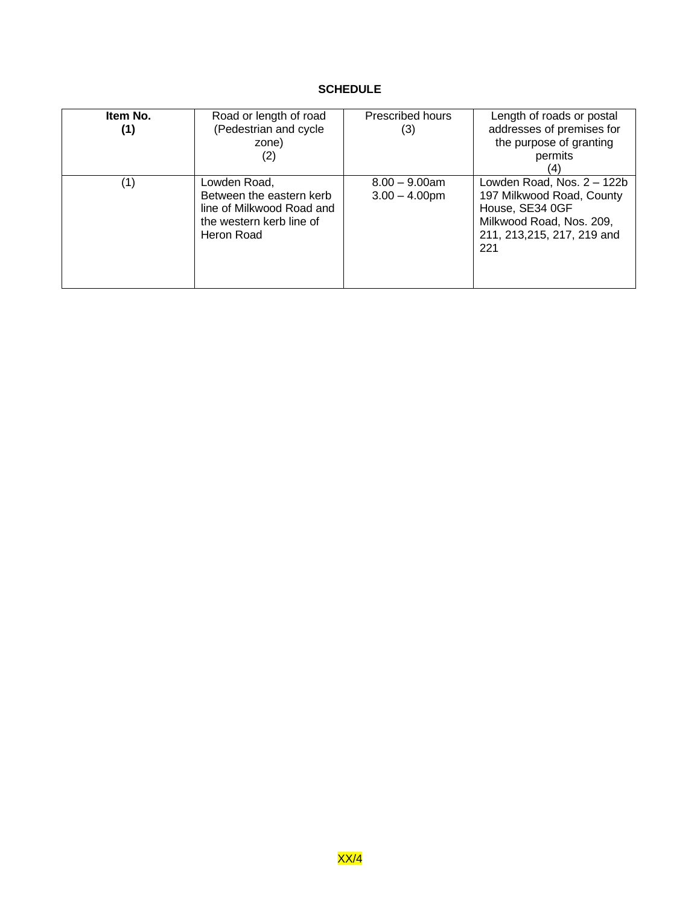## SCHEDULE

| **Item No. (1)** | Road or length of road (Pedestrian and cycle zone) (2) | Prescribed hours (3) | Length of roads or postal addresses of premises for the purpose of granting permits (4) |
|---|---|---|---|
| (1) | Lowden Road,<br>Between the eastern kerb line of Milkwood Road and the western kerb line of Heron Road | 8.00 – 9.00am<br>3.00 – 4.00pm | Lowden Road, Nos. 2 – 122b<br>197 Milkwood Road, County House, SE34 0GF<br>Milkwood Road, Nos. 209, 211, 213,215, 217, 219 and 221 |